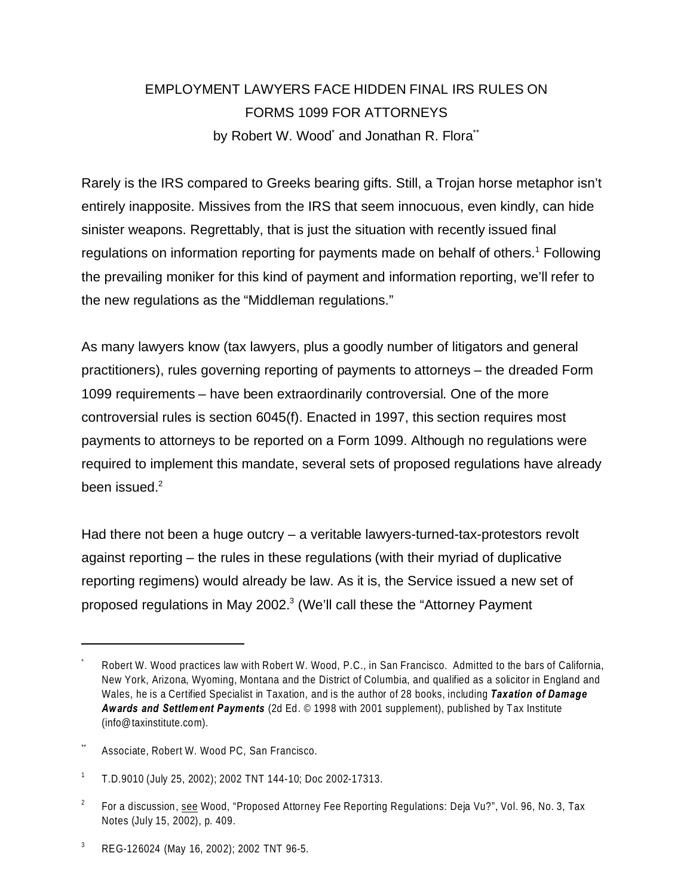# EMPLOYMENT LAWYERS FACE HIDDEN FINAL IRS RULES ON FORMS 1099 FOR ATTORNEYS

by Robert W. Wood[*] and Jonathan R. Flora[**]

Rarely is the IRS compared to Greeks bearing gifts. Still, a Trojan horse metaphor isn't entirely inapposite. Missives from the IRS that seem innocuous, even kindly, can hide sinister weapons. Regrettably, that is just the situation with recently issued final regulations on information reporting for payments made on behalf of others.[1] Following the prevailing moniker for this kind of payment and information reporting, we'll refer to the new regulations as the "Middleman regulations."

As many lawyers know (tax lawyers, plus a goodly number of litigators and general practitioners), rules governing reporting of payments to attorneys – the dreaded Form 1099 requirements – have been extraordinarily controversial. One of the more controversial rules is section 6045(f). Enacted in 1997, this section requires most payments to attorneys to be reported on a Form 1099. Although no regulations were required to implement this mandate, several sets of proposed regulations have already been issued.[2]

Had there not been a huge outcry – a veritable lawyers-turned-tax-protestors revolt against reporting – the rules in these regulations (with their myriad of duplicative reporting regimens) would already be law. As it is, the Service issued a new set of proposed regulations in May 2002.[3] (We'll call these the "Attorney Payment

---

[*] Robert W. Wood practices law with Robert W. Wood, P.C., in San Francisco. Admitted to the bars of California, New York, Arizona, Wyoming, Montana and the District of Columbia, and qualified as a solicitor in England and Wales, he is a Certified Specialist in Taxation, and is the author of 28 books, including ***Taxation of Damage Awards and Settlement Payments*** (2d Ed. © 1998 with 2001 supplement), published by Tax Institute (info@taxinstitute.com).

[**] Associate, Robert W. Wood PC, San Francisco.

[1] T.D.9010 (July 25, 2002); 2002 TNT 144-10; Doc 2002-17313.

[2] For a discussion, see Wood, "Proposed Attorney Fee Reporting Regulations: Deja Vu?", Vol. 96, No. 3, Tax Notes (July 15, 2002), p. 409.

[3] REG-126024 (May 16, 2002); 2002 TNT 96-5.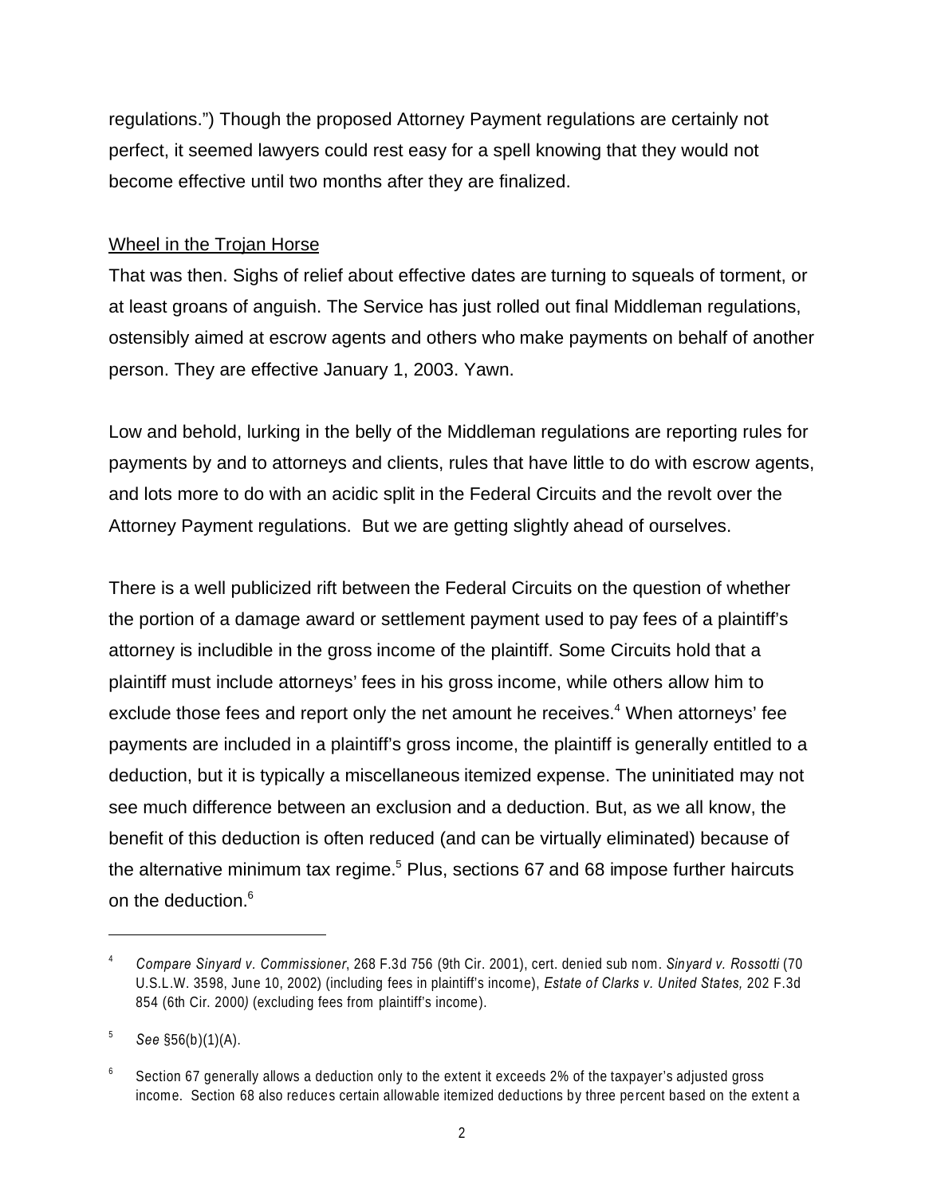regulations.") Though the proposed Attorney Payment regulations are certainly not perfect, it seemed lawyers could rest easy for a spell knowing that they would not become effective until two months after they are finalized.

Wheel in the Trojan Horse

That was then. Sighs of relief about effective dates are turning to squeals of torment, or at least groans of anguish. The Service has just rolled out final Middleman regulations, ostensibly aimed at escrow agents and others who make payments on behalf of another person. They are effective January 1, 2003. Yawn.

Low and behold, lurking in the belly of the Middleman regulations are reporting rules for payments by and to attorneys and clients, rules that have little to do with escrow agents, and lots more to do with an acidic split in the Federal Circuits and the revolt over the Attorney Payment regulations. But we are getting slightly ahead of ourselves.

There is a well publicized rift between the Federal Circuits on the question of whether the portion of a damage award or settlement payment used to pay fees of a plaintiff's attorney is includible in the gross income of the plaintiff. Some Circuits hold that a plaintiff must include attorneys' fees in his gross income, while others allow him to exclude those fees and report only the net amount he receives.[4] When attorneys' fee payments are included in a plaintiff's gross income, the plaintiff is generally entitled to a deduction, but it is typically a miscellaneous itemized expense. The uninitiated may not see much difference between an exclusion and a deduction. But, as we all know, the benefit of this deduction is often reduced (and can be virtually eliminated) because of the alternative minimum tax regime.[5] Plus, sections 67 and 68 impose further haircuts on the deduction.[6]

---

[4] *Compare Sinyard v. Commissioner*, 268 F.3d 756 (9th Cir. 2001), cert. denied sub nom. *Sinyard v. Rossotti* (70 U.S.L.W. 3598, June 10, 2002) (including fees in plaintiff's income), *Estate of Clarks v. United States,* 202 F.3d 854 (6th Cir. 2000) (excluding fees from plaintiff's income).

[5] *See* §56(b)(1)(A).

[6] Section 67 generally allows a deduction only to the extent it exceeds 2% of the taxpayer's adjusted gross income. Section 68 also reduces certain allowable itemized deductions by three percent based on the extent a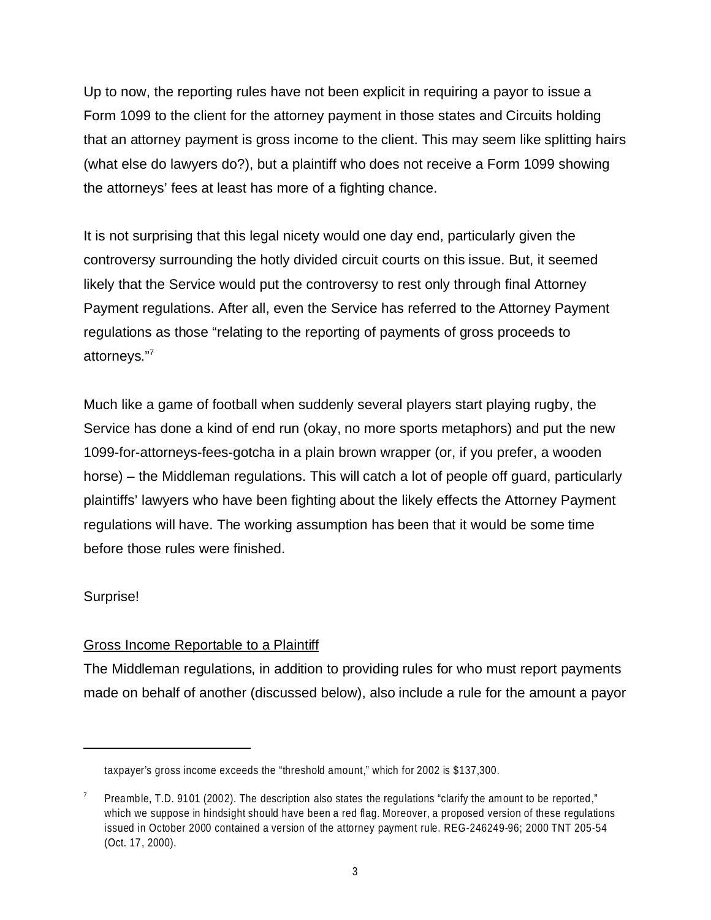Up to now, the reporting rules have not been explicit in requiring a payor to issue a Form 1099 to the client for the attorney payment in those states and Circuits holding that an attorney payment is gross income to the client. This may seem like splitting hairs (what else do lawyers do?), but a plaintiff who does not receive a Form 1099 showing the attorneys' fees at least has more of a fighting chance.

It is not surprising that this legal nicety would one day end, particularly given the controversy surrounding the hotly divided circuit courts on this issue. But, it seemed likely that the Service would put the controversy to rest only through final Attorney Payment regulations. After all, even the Service has referred to the Attorney Payment regulations as those "relating to the reporting of payments of gross proceeds to attorneys."[7]

Much like a game of football when suddenly several players start playing rugby, the Service has done a kind of end run (okay, no more sports metaphors) and put the new 1099-for-attorneys-fees-gotcha in a plain brown wrapper (or, if you prefer, a wooden horse) – the Middleman regulations. This will catch a lot of people off guard, particularly plaintiffs' lawyers who have been fighting about the likely effects the Attorney Payment regulations will have. The working assumption has been that it would be some time before those rules were finished.

Surprise!

<u>Gross Income Reportable to a Plaintiff</u>

The Middleman regulations, in addition to providing rules for who must report payments made on behalf of another (discussed below), also include a rule for the amount a payor

---

taxpayer's gross income exceeds the "threshold amount," which for 2002 is $137,300.

[7] Preamble, T.D. 9101 (2002). The description also states the regulations "clarify the amount to be reported," which we suppose in hindsight should have been a red flag. Moreover, a proposed version of these regulations issued in October 2000 contained a version of the attorney payment rule. REG-246249-96; 2000 TNT 205-54 (Oct. 17, 2000).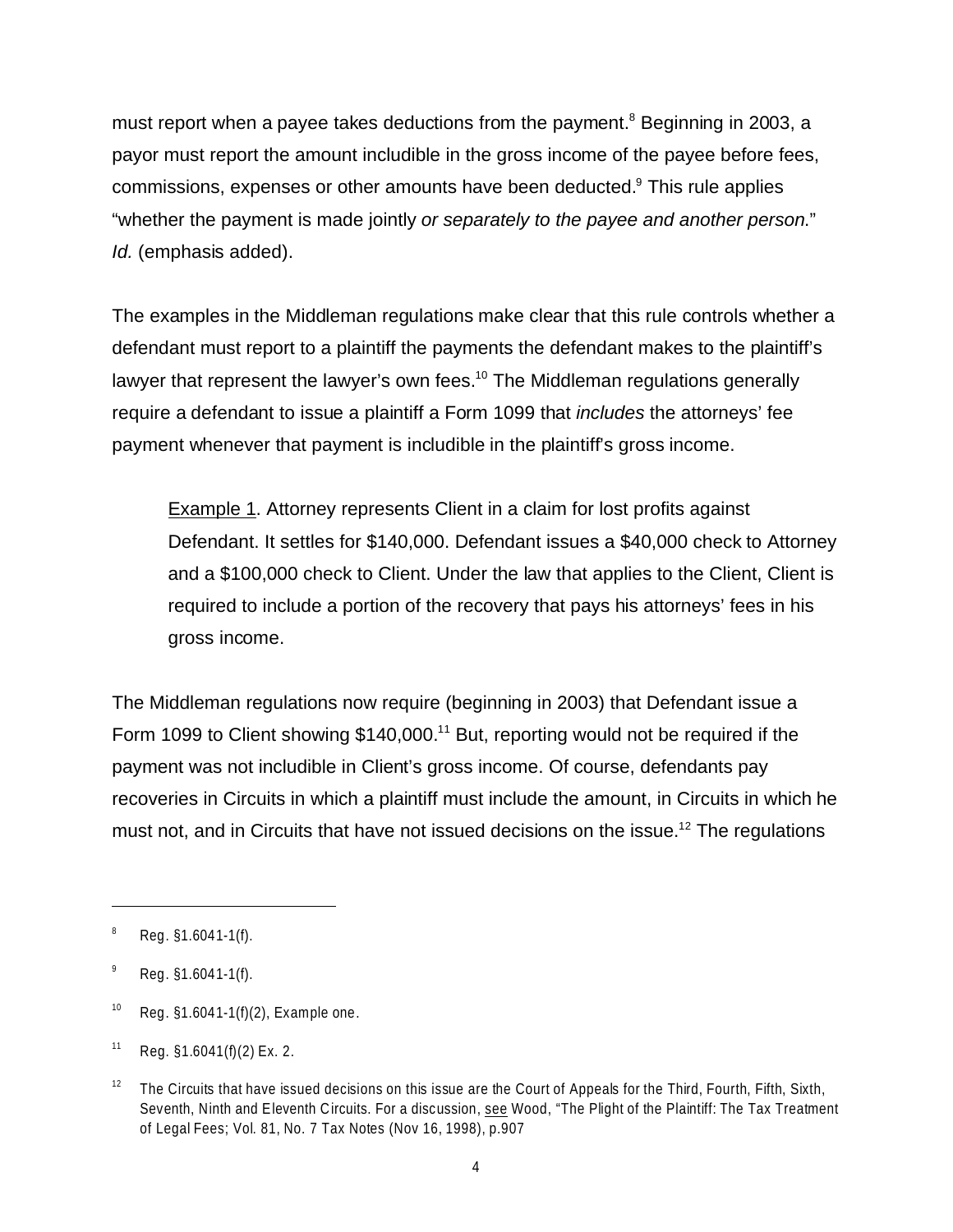must report when a payee takes deductions from the payment.[8] Beginning in 2003, a payor must report the amount includible in the gross income of the payee before fees, commissions, expenses or other amounts have been deducted.[9] This rule applies "whether the payment is made jointly *or separately to the payee and another person.*" *Id.* (emphasis added).

The examples in the Middleman regulations make clear that this rule controls whether a defendant must report to a plaintiff the payments the defendant makes to the plaintiff's lawyer that represent the lawyer's own fees.[10] The Middleman regulations generally require a defendant to issue a plaintiff a Form 1099 that *includes* the attorneys' fee payment whenever that payment is includible in the plaintiff's gross income.

> Example 1. Attorney represents Client in a claim for lost profits against Defendant. It settles for $140,000. Defendant issues a $40,000 check to Attorney and a $100,000 check to Client. Under the law that applies to the Client, Client is required to include a portion of the recovery that pays his attorneys' fees in his gross income.

The Middleman regulations now require (beginning in 2003) that Defendant issue a Form 1099 to Client showing $140,000.[11] But, reporting would not be required if the payment was not includible in Client's gross income. Of course, defendants pay recoveries in Circuits in which a plaintiff must include the amount, in Circuits in which he must not, and in Circuits that have not issued decisions on the issue.[12] The regulations

---

[8] Reg. §1.6041-1(f).

[9] Reg. §1.6041-1(f).

[10] Reg. §1.6041-1(f)(2), Example one.

[11] Reg. §1.6041(f)(2) Ex. 2.

[12] The Circuits that have issued decisions on this issue are the Court of Appeals for the Third, Fourth, Fifth, Sixth, Seventh, Ninth and Eleventh Circuits. For a discussion, see Wood, "The Plight of the Plaintiff: The Tax Treatment of Legal Fees; Vol. 81, No. 7 Tax Notes (Nov 16, 1998), p.907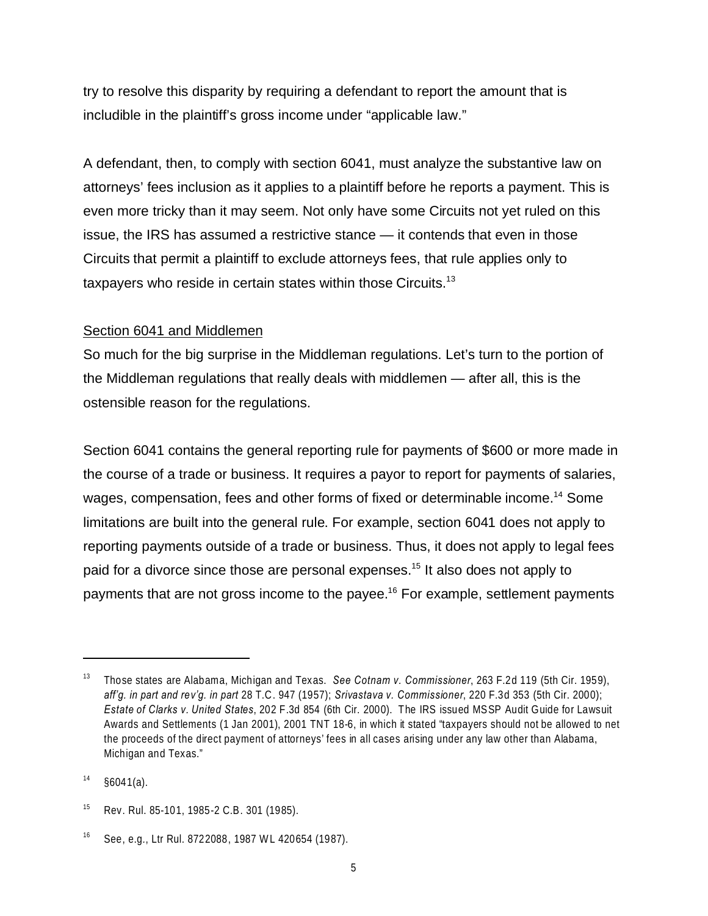try to resolve this disparity by requiring a defendant to report the amount that is includible in the plaintiff's gross income under "applicable law."

A defendant, then, to comply with section 6041, must analyze the substantive law on attorneys' fees inclusion as it applies to a plaintiff before he reports a payment. This is even more tricky than it may seem. Not only have some Circuits not yet ruled on this issue, the IRS has assumed a restrictive stance — it contends that even in those Circuits that permit a plaintiff to exclude attorneys fees, that rule applies only to taxpayers who reside in certain states within those Circuits.[13]

<u>Section 6041 and Middlemen</u>

So much for the big surprise in the Middleman regulations. Let's turn to the portion of the Middleman regulations that really deals with middlemen — after all, this is the ostensible reason for the regulations.

Section 6041 contains the general reporting rule for payments of $600 or more made in the course of a trade or business. It requires a payor to report for payments of salaries, wages, compensation, fees and other forms of fixed or determinable income.[14] Some limitations are built into the general rule. For example, section 6041 does not apply to reporting payments outside of a trade or business. Thus, it does not apply to legal fees paid for a divorce since those are personal expenses.[15] It also does not apply to payments that are not gross income to the payee.[16] For example, settlement payments

---

[13] Those states are Alabama, Michigan and Texas. *See Cotnam v. Commissioner*, 263 F.2d 119 (5th Cir. 1959), *aff'g. in part and rev'g. in part* 28 T.C. 947 (1957); *Srivastava v. Commissioner*, 220 F.3d 353 (5th Cir. 2000); *Estate of Clarks v. United States*, 202 F.3d 854 (6th Cir. 2000). The IRS issued MSSP Audit Guide for Lawsuit Awards and Settlements (1 Jan 2001), 2001 TNT 18-6, in which it stated "taxpayers should not be allowed to net the proceeds of the direct payment of attorneys' fees in all cases arising under any law other than Alabama, Michigan and Texas."

[14] §6041(a).

[15] Rev. Rul. 85-101, 1985-2 C.B. 301 (1985).

[16] See, e.g., Ltr Rul. 8722088, 1987 WL 420654 (1987).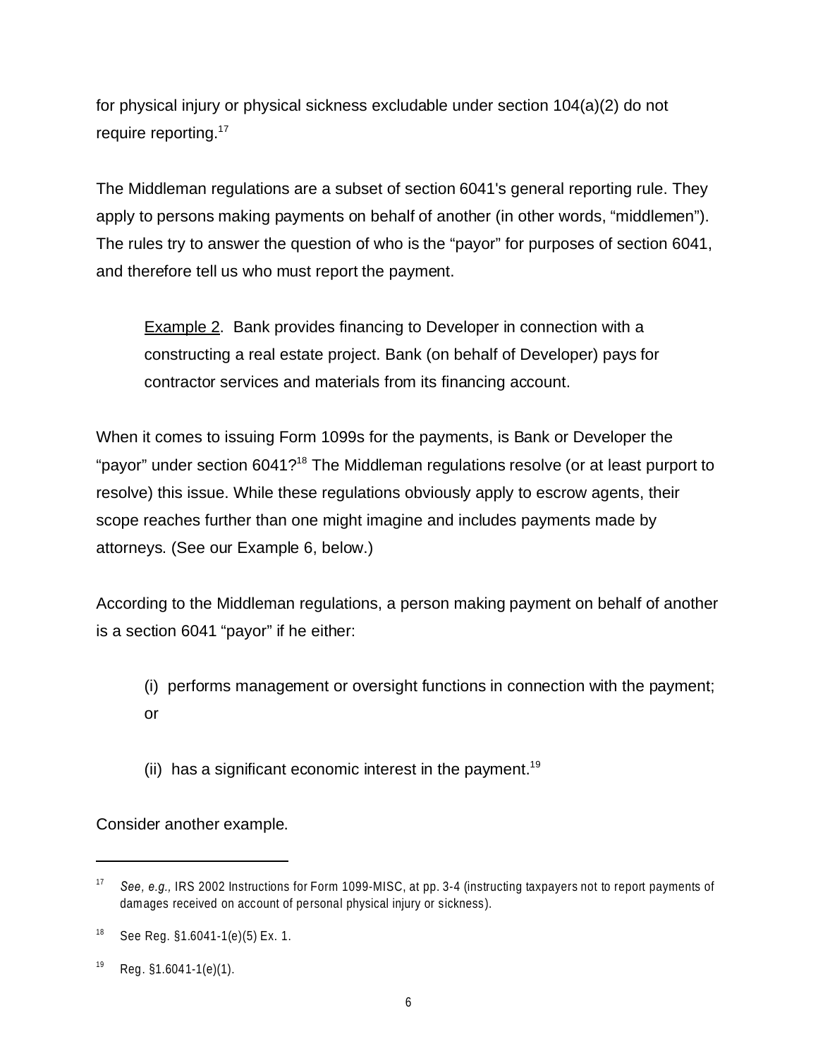for physical injury or physical sickness excludable under section 104(a)(2) do not require reporting.[17]

The Middleman regulations are a subset of section 6041's general reporting rule. They apply to persons making payments on behalf of another (in other words, "middlemen"). The rules try to answer the question of who is the "payor" for purposes of section 6041, and therefore tell us who must report the payment.

> <u>Example 2</u>. Bank provides financing to Developer in connection with a constructing a real estate project. Bank (on behalf of Developer) pays for contractor services and materials from its financing account.

When it comes to issuing Form 1099s for the payments, is Bank or Developer the "payor" under section 6041?[18] The Middleman regulations resolve (or at least purport to resolve) this issue. While these regulations obviously apply to escrow agents, their scope reaches further than one might imagine and includes payments made by attorneys. (See our Example 6, below.)

According to the Middleman regulations, a person making payment on behalf of another is a section 6041 "payor" if he either:

> (i) performs management or oversight functions in connection with the payment; or
>
> (ii) has a significant economic interest in the payment.[19]

Consider another example.

---

[17] *See, e.g.,* IRS 2002 Instructions for Form 1099-MISC, at pp. 3-4 (instructing taxpayers not to report payments of damages received on account of personal physical injury or sickness).

[18] See Reg. §1.6041-1(e)(5) Ex. 1.

[19] Reg. §1.6041-1(e)(1).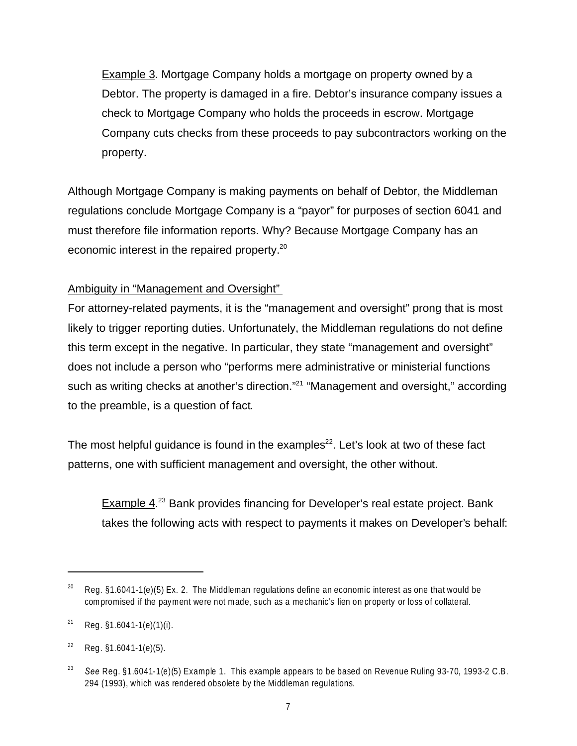Example 3. Mortgage Company holds a mortgage on property owned by a Debtor. The property is damaged in a fire. Debtor's insurance company issues a check to Mortgage Company who holds the proceeds in escrow. Mortgage Company cuts checks from these proceeds to pay subcontractors working on the property.

Although Mortgage Company is making payments on behalf of Debtor, the Middleman regulations conclude Mortgage Company is a "payor" for purposes of section 6041 and must therefore file information reports. Why? Because Mortgage Company has an economic interest in the repaired property.[20]

Ambiguity in "Management and Oversight"

For attorney-related payments, it is the "management and oversight" prong that is most likely to trigger reporting duties. Unfortunately, the Middleman regulations do not define this term except in the negative. In particular, they state "management and oversight" does not include a person who "performs mere administrative or ministerial functions such as writing checks at another's direction."[21] "Management and oversight," according to the preamble, is a question of fact.

The most helpful guidance is found in the examples[22]. Let's look at two of these fact patterns, one with sufficient management and oversight, the other without.

Example 4.[23] Bank provides financing for Developer's real estate project. Bank takes the following acts with respect to payments it makes on Developer's behalf:

---

[20] Reg. §1.6041-1(e)(5) Ex. 2. The Middleman regulations define an economic interest as one that would be compromised if the payment were not made, such as a mechanic's lien on property or loss of collateral.

[21] Reg. §1.6041-1(e)(1)(i).

[22] Reg. §1.6041-1(e)(5).

[23] *See* Reg. §1.6041-1(e)(5) Example 1. This example appears to be based on Revenue Ruling 93-70, 1993-2 C.B. 294 (1993), which was rendered obsolete by the Middleman regulations.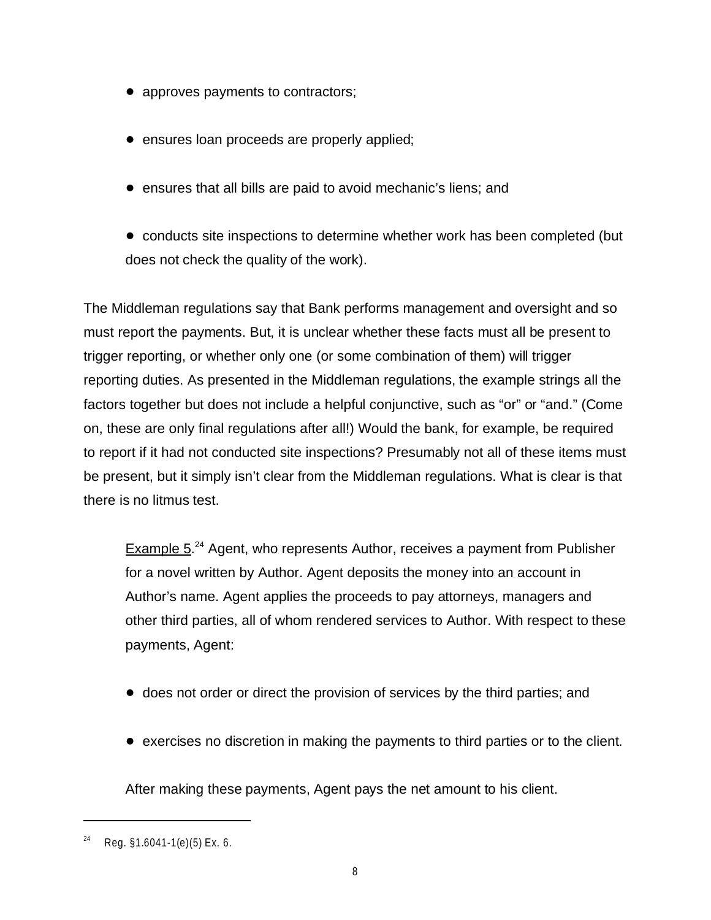- approves payments to contractors;
- ensures loan proceeds are properly applied;
- ensures that all bills are paid to avoid mechanic's liens; and
- conducts site inspections to determine whether work has been completed (but does not check the quality of the work).

The Middleman regulations say that Bank performs management and oversight and so must report the payments. But, it is unclear whether these facts must all be present to trigger reporting, or whether only one (or some combination of them) will trigger reporting duties. As presented in the Middleman regulations, the example strings all the factors together but does not include a helpful conjunctive, such as "or" or "and." (Come on, these are only final regulations after all!) Would the bank, for example, be required to report if it had not conducted site inspections? Presumably not all of these items must be present, but it simply isn't clear from the Middleman regulations. What is clear is that there is no litmus test.

> Example 5.[24] Agent, who represents Author, receives a payment from Publisher for a novel written by Author. Agent deposits the money into an account in Author's name. Agent applies the proceeds to pay attorneys, managers and other third parties, all of whom rendered services to Author. With respect to these payments, Agent:
>
> - does not order or direct the provision of services by the third parties; and
> - exercises no discretion in making the payments to third parties or to the client.
>
> After making these payments, Agent pays the net amount to his client.

[24] Reg. §1.6041-1(e)(5) Ex. 6.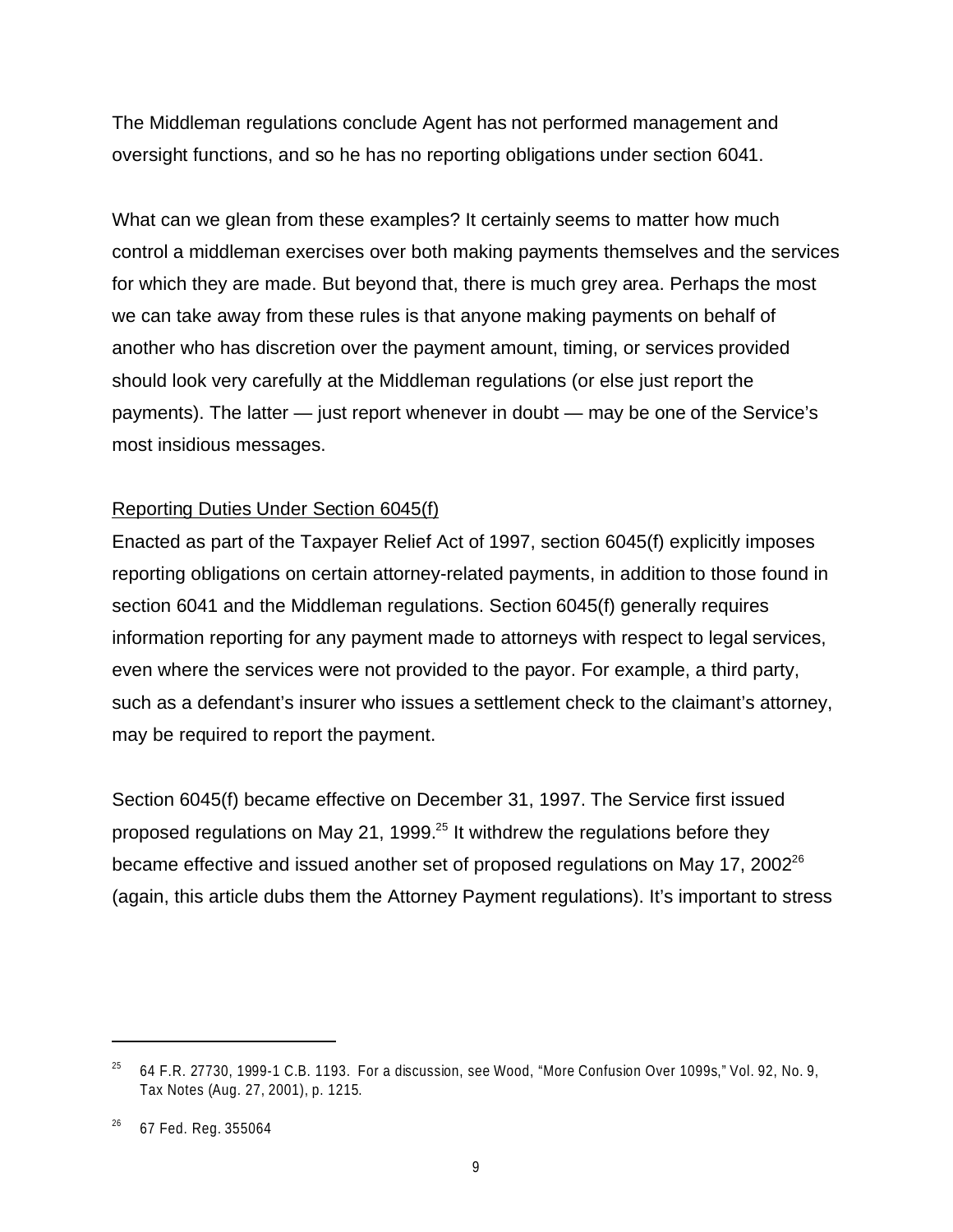The Middleman regulations conclude Agent has not performed management and oversight functions, and so he has no reporting obligations under section 6041.

What can we glean from these examples? It certainly seems to matter how much control a middleman exercises over both making payments themselves and the services for which they are made. But beyond that, there is much grey area. Perhaps the most we can take away from these rules is that anyone making payments on behalf of another who has discretion over the payment amount, timing, or services provided should look very carefully at the Middleman regulations (or else just report the payments). The latter — just report whenever in doubt — may be one of the Service's most insidious messages.

Reporting Duties Under Section 6045(f)

Enacted as part of the Taxpayer Relief Act of 1997, section 6045(f) explicitly imposes reporting obligations on certain attorney-related payments, in addition to those found in section 6041 and the Middleman regulations. Section 6045(f) generally requires information reporting for any payment made to attorneys with respect to legal services, even where the services were not provided to the payor. For example, a third party, such as a defendant's insurer who issues a settlement check to the claimant's attorney, may be required to report the payment.

Section 6045(f) became effective on December 31, 1997. The Service first issued proposed regulations on May 21, 1999.[25] It withdrew the regulations before they became effective and issued another set of proposed regulations on May 17, 2002[26] (again, this article dubs them the Attorney Payment regulations). It's important to stress

---

[25] 64 F.R. 27730, 1999-1 C.B. 1193. For a discussion, see Wood, "More Confusion Over 1099s," Vol. 92, No. 9, Tax Notes (Aug. 27, 2001), p. 1215.

[26] 67 Fed. Reg. 355064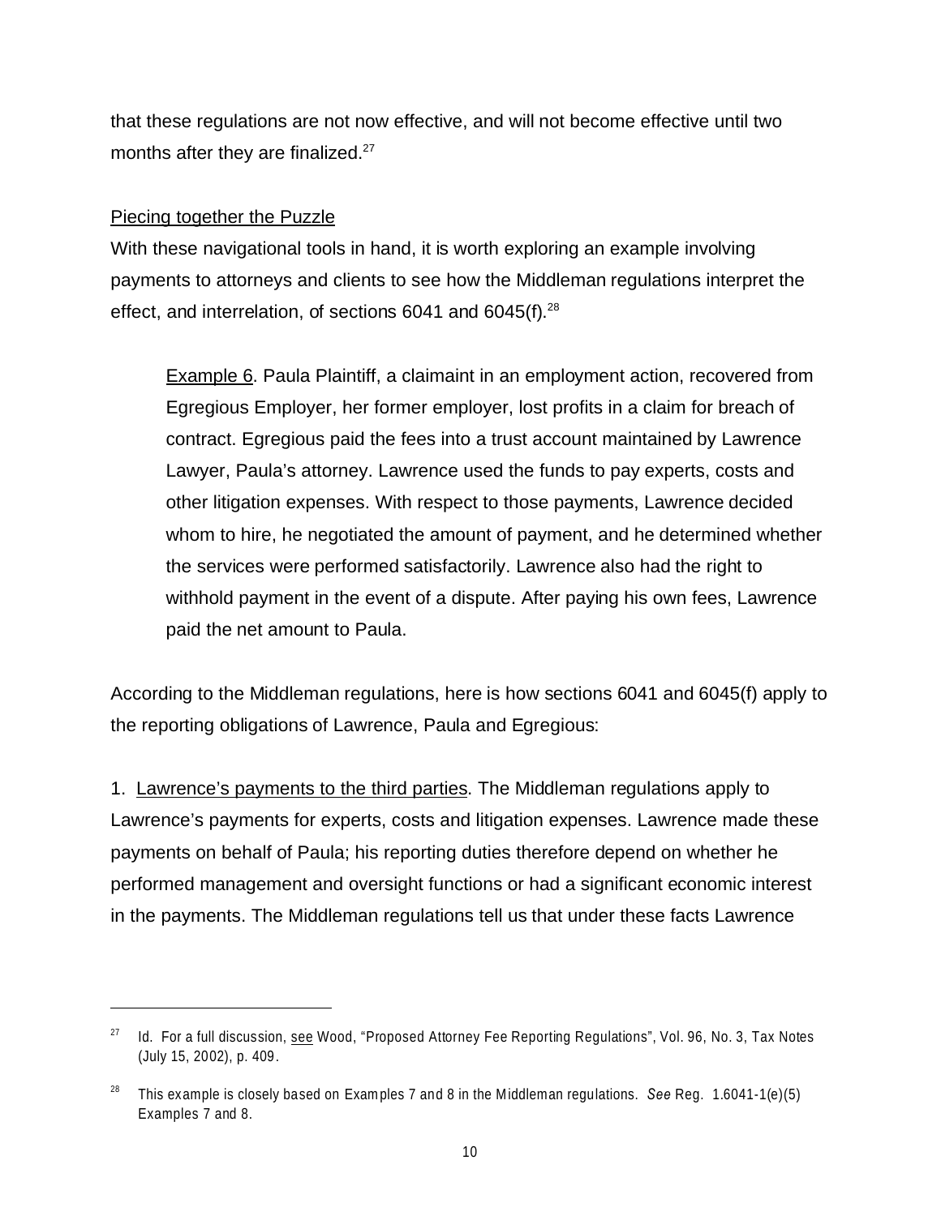that these regulations are not now effective, and will not become effective until two months after they are finalized.[27]

<u>Piecing together the Puzzle</u>

With these navigational tools in hand, it is worth exploring an example involving payments to attorneys and clients to see how the Middleman regulations interpret the effect, and interrelation, of sections 6041 and 6045(f).[28]

> <u>Example 6</u>. Paula Plaintiff, a claimaint in an employment action, recovered from Egregious Employer, her former employer, lost profits in a claim for breach of contract. Egregious paid the fees into a trust account maintained by Lawrence Lawyer, Paula's attorney. Lawrence used the funds to pay experts, costs and other litigation expenses. With respect to those payments, Lawrence decided whom to hire, he negotiated the amount of payment, and he determined whether the services were performed satisfactorily. Lawrence also had the right to withhold payment in the event of a dispute. After paying his own fees, Lawrence paid the net amount to Paula.

According to the Middleman regulations, here is how sections 6041 and 6045(f) apply to the reporting obligations of Lawrence, Paula and Egregious:

1. <u>Lawrence's payments to the third parties</u>. The Middleman regulations apply to Lawrence's payments for experts, costs and litigation expenses. Lawrence made these payments on behalf of Paula; his reporting duties therefore depend on whether he performed management and oversight functions or had a significant economic interest in the payments. The Middleman regulations tell us that under these facts Lawrence

---

[27] Id. For a full discussion, <u>see</u> Wood, "Proposed Attorney Fee Reporting Regulations", Vol. 96, No. 3, Tax Notes (July 15, 2002), p. 409.

[28] This example is closely based on Examples 7 and 8 in the Middleman regulations. *See* Reg. 1.6041-1(e)(5) Examples 7 and 8.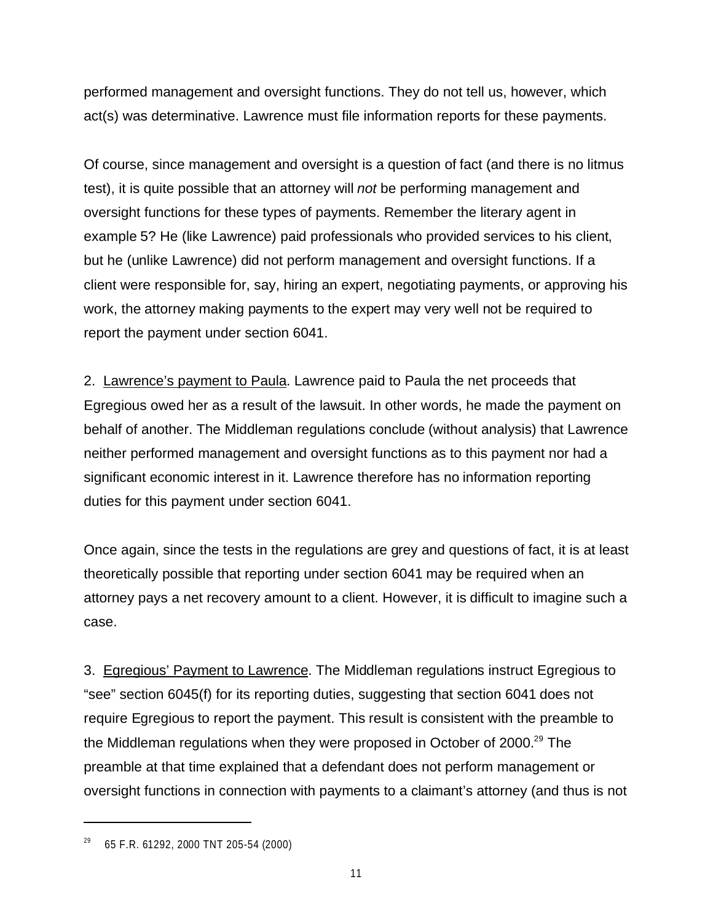performed management and oversight functions. They do not tell us, however, which act(s) was determinative. Lawrence must file information reports for these payments.

Of course, since management and oversight is a question of fact (and there is no litmus test), it is quite possible that an attorney will *not* be performing management and oversight functions for these types of payments. Remember the literary agent in example 5? He (like Lawrence) paid professionals who provided services to his client, but he (unlike Lawrence) did not perform management and oversight functions. If a client were responsible for, say, hiring an expert, negotiating payments, or approving his work, the attorney making payments to the expert may very well not be required to report the payment under section 6041.

2. <u>Lawrence's payment to Paula</u>. Lawrence paid to Paula the net proceeds that Egregious owed her as a result of the lawsuit. In other words, he made the payment on behalf of another. The Middleman regulations conclude (without analysis) that Lawrence neither performed management and oversight functions as to this payment nor had a significant economic interest in it. Lawrence therefore has no information reporting duties for this payment under section 6041.

Once again, since the tests in the regulations are grey and questions of fact, it is at least theoretically possible that reporting under section 6041 may be required when an attorney pays a net recovery amount to a client. However, it is difficult to imagine such a case.

3. <u>Egregious' Payment to Lawrence</u>. The Middleman regulations instruct Egregious to "see" section 6045(f) for its reporting duties, suggesting that section 6041 does not require Egregious to report the payment. This result is consistent with the preamble to the Middleman regulations when they were proposed in October of 2000.[29] The preamble at that time explained that a defendant does not perform management or oversight functions in connection with payments to a claimant's attorney (and thus is not

---

[29] 65 F.R. 61292, 2000 TNT 205-54 (2000)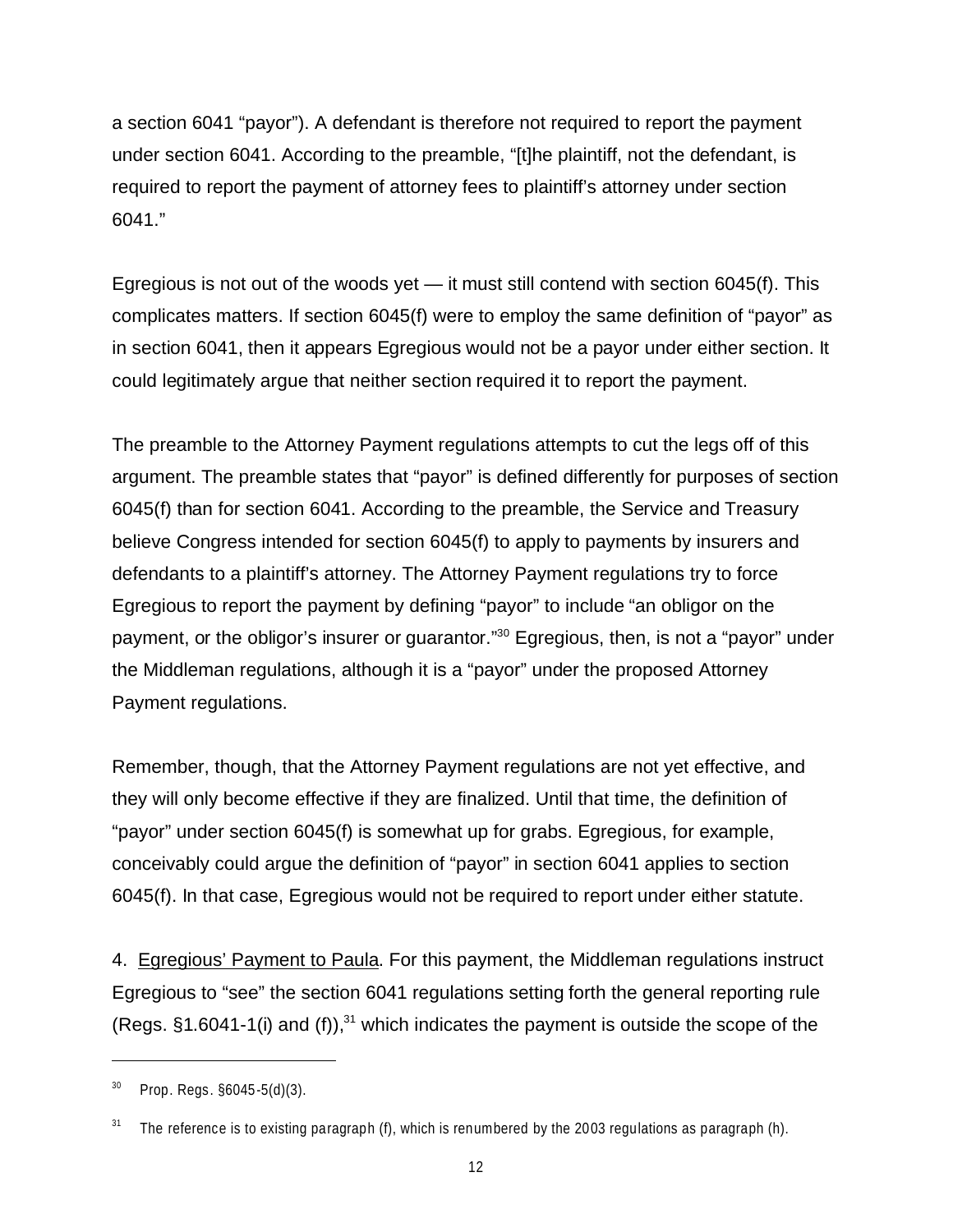a section 6041 "payor"). A defendant is therefore not required to report the payment under section 6041. According to the preamble, "[t]he plaintiff, not the defendant, is required to report the payment of attorney fees to plaintiff's attorney under section 6041."

Egregious is not out of the woods yet — it must still contend with section 6045(f). This complicates matters. If section 6045(f) were to employ the same definition of "payor" as in section 6041, then it appears Egregious would not be a payor under either section. It could legitimately argue that neither section required it to report the payment.

The preamble to the Attorney Payment regulations attempts to cut the legs off of this argument. The preamble states that "payor" is defined differently for purposes of section 6045(f) than for section 6041. According to the preamble, the Service and Treasury believe Congress intended for section 6045(f) to apply to payments by insurers and defendants to a plaintiff's attorney. The Attorney Payment regulations try to force Egregious to report the payment by defining "payor" to include "an obligor on the payment, or the obligor's insurer or guarantor."[30] Egregious, then, is not a "payor" under the Middleman regulations, although it is a "payor" under the proposed Attorney Payment regulations.

Remember, though, that the Attorney Payment regulations are not yet effective, and they will only become effective if they are finalized. Until that time, the definition of "payor" under section 6045(f) is somewhat up for grabs. Egregious, for example, conceivably could argue the definition of "payor" in section 6041 applies to section 6045(f). In that case, Egregious would not be required to report under either statute.

4. <u>Egregious' Payment to Paula</u>. For this payment, the Middleman regulations instruct Egregious to "see" the section 6041 regulations setting forth the general reporting rule (Regs. §1.6041-1(i) and (f)),[31] which indicates the payment is outside the scope of the

---

[30] Prop. Regs. §6045-5(d)(3).

[31] The reference is to existing paragraph (f), which is renumbered by the 2003 regulations as paragraph (h).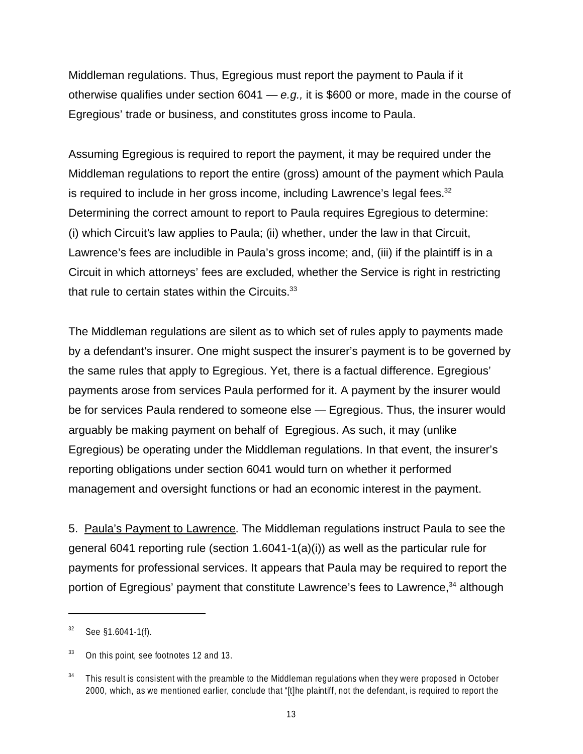Middleman regulations. Thus, Egregious must report the payment to Paula if it otherwise qualifies under section 6041 — *e.g.,* it is $600 or more, made in the course of Egregious' trade or business, and constitutes gross income to Paula.

Assuming Egregious is required to report the payment, it may be required under the Middleman regulations to report the entire (gross) amount of the payment which Paula is required to include in her gross income, including Lawrence's legal fees.[32] Determining the correct amount to report to Paula requires Egregious to determine: (i) which Circuit's law applies to Paula; (ii) whether, under the law in that Circuit, Lawrence's fees are includible in Paula's gross income; and, (iii) if the plaintiff is in a Circuit in which attorneys' fees are excluded, whether the Service is right in restricting that rule to certain states within the Circuits.[33]

The Middleman regulations are silent as to which set of rules apply to payments made by a defendant's insurer. One might suspect the insurer's payment is to be governed by the same rules that apply to Egregious. Yet, there is a factual difference. Egregious' payments arose from services Paula performed for it. A payment by the insurer would be for services Paula rendered to someone else — Egregious. Thus, the insurer would arguably be making payment on behalf of Egregious. As such, it may (unlike Egregious) be operating under the Middleman regulations. In that event, the insurer's reporting obligations under section 6041 would turn on whether it performed management and oversight functions or had an economic interest in the payment.

5. <u>Paula's Payment to Lawrence</u>. The Middleman regulations instruct Paula to see the general 6041 reporting rule (section 1.6041-1(a)(i)) as well as the particular rule for payments for professional services. It appears that Paula may be required to report the portion of Egregious' payment that constitute Lawrence's fees to Lawrence,[34] although

---

[32] See §1.6041-1(f).

[33] On this point, see footnotes 12 and 13.

[34] This result is consistent with the preamble to the Middleman regulations when they were proposed in October 2000, which, as we mentioned earlier, conclude that "[t]he plaintiff, not the defendant, is required to report the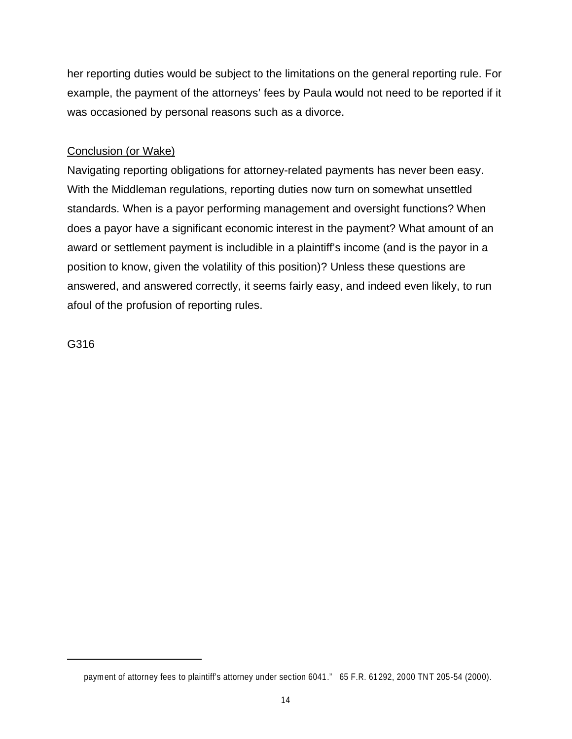her reporting duties would be subject to the limitations on the general reporting rule. For example, the payment of the attorneys' fees by Paula would not need to be reported if it was occasioned by personal reasons such as a divorce.

## Conclusion (or Wake)

Navigating reporting obligations for attorney-related payments has never been easy. With the Middleman regulations, reporting duties now turn on somewhat unsettled standards. When is a payor performing management and oversight functions? When does a payor have a significant economic interest in the payment? What amount of an award or settlement payment is includible in a plaintiff's income (and is the payor in a position to know, given the volatility of this position)? Unless these questions are answered, and answered correctly, it seems fairly easy, and indeed even likely, to run afoul of the profusion of reporting rules.

G316

---

payment of attorney fees to plaintiff's attorney under section 6041." 65 F.R. 61292, 2000 TNT 205-54 (2000).